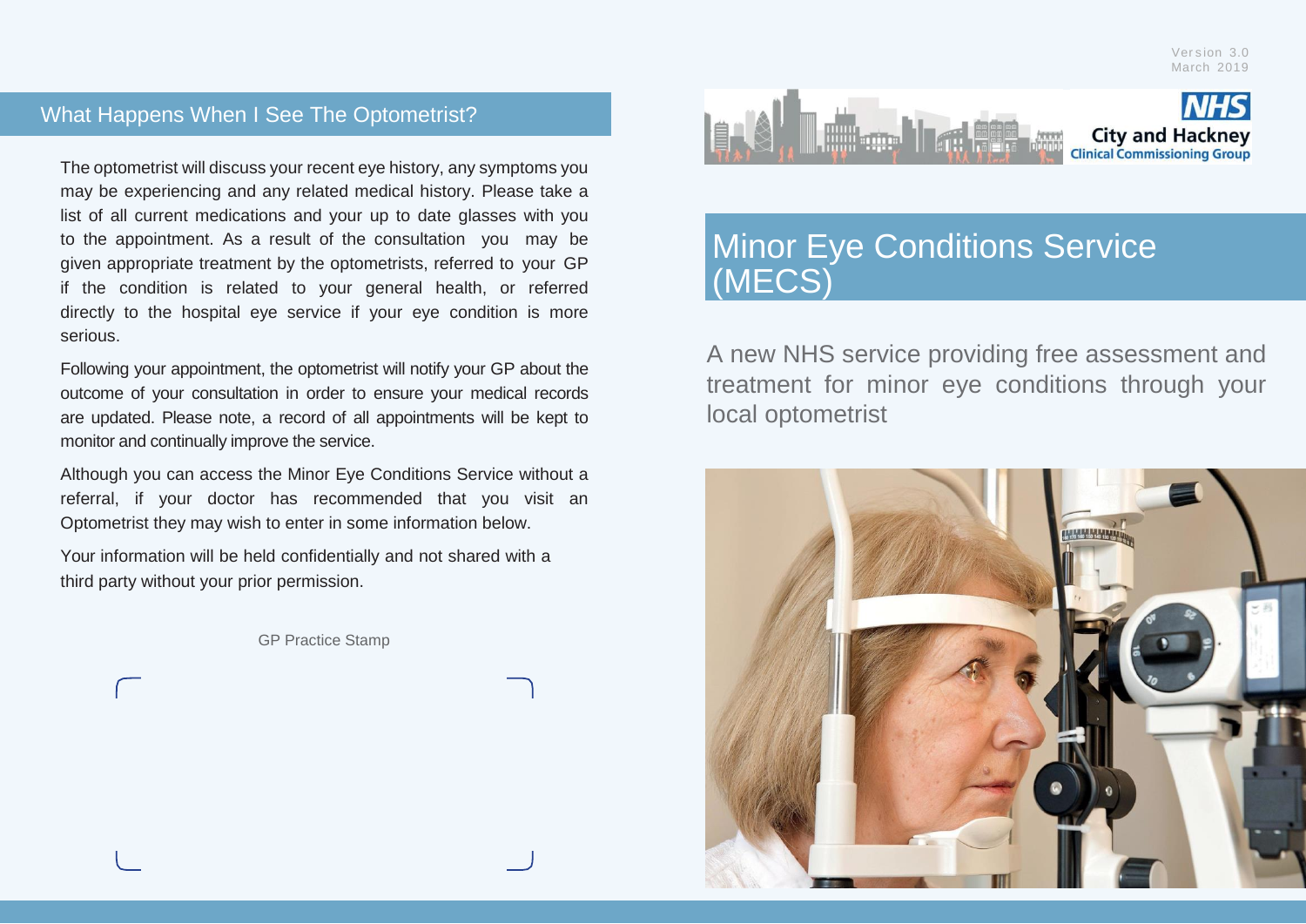## What Happens When I See The Optometrist?

The optometrist will discuss your recent eye history, any symptoms you may be experiencing and any related medical history. Please take a list of all current medications and your up to date glasses with you to the appointment. As a result of the consultation you may be given appropriate treatment by the optometrists, referred to your GP if the condition is related to your general health, or referred directly to the hospital eye service if your eye condition is more serious.

Following your appointment, the optometrist will notify your GP about the outcome of your consultation in order to ensure your medical records are updated. Please note, a record of all appointments will be kept to monitor and continually improve the service.

Although you can access the Minor Eye Conditions Service without a referral, if your doctor has recommended that you visit an Optometrist they may wish to enter in some information below.

Your information will be held confidentially and not shared with a third party without your prior permission.

GP Practice Stamp

Version 3.0
March 2019

NHS
City and Hackney
Clinical Commissioning Group

# Minor Eye Conditions Service (MECS)

A new NHS service providing free assessment and treatment for minor eye conditions through your local optometrist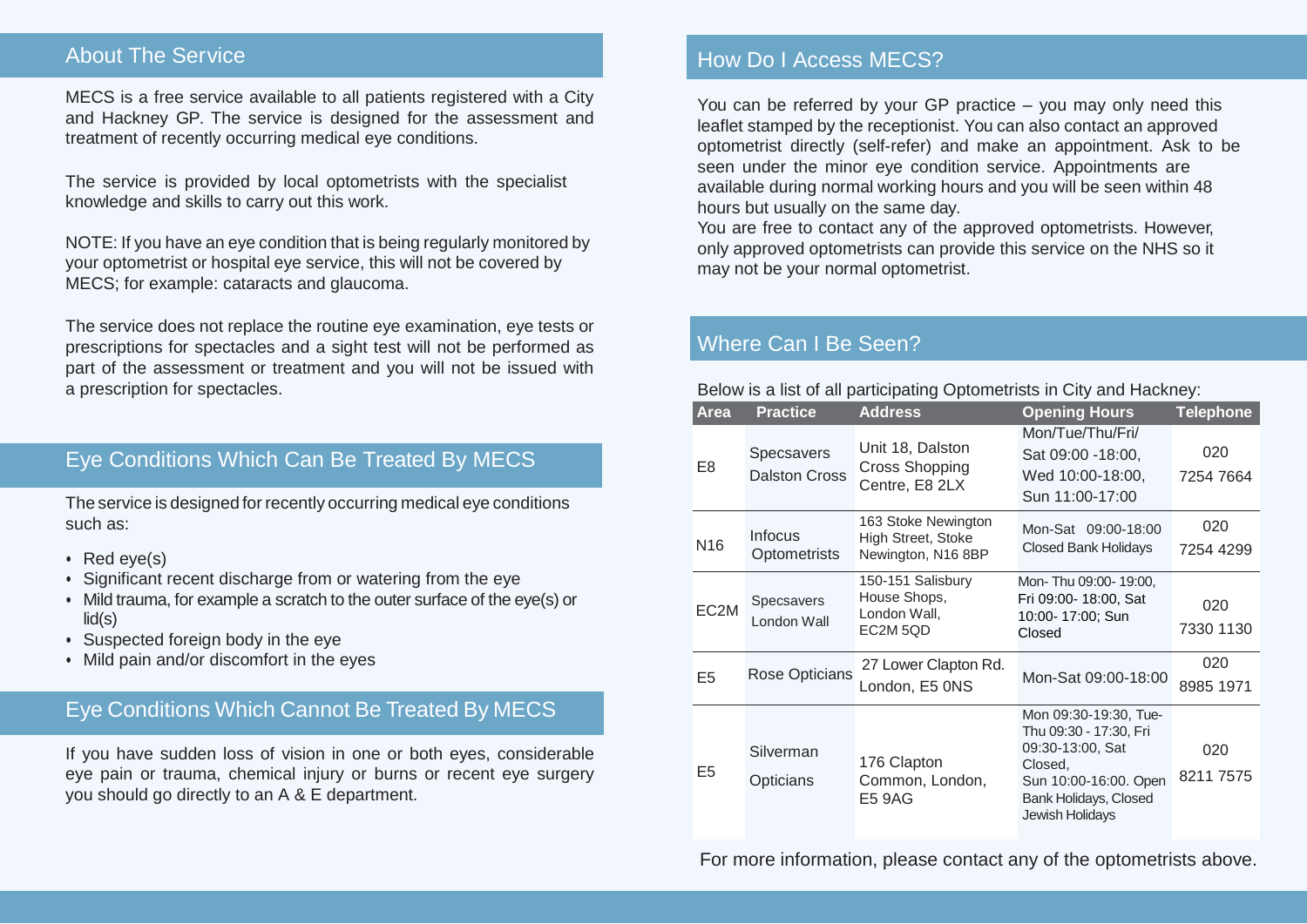## About The Service

MECS is a free service available to all patients registered with a City and Hackney GP. The service is designed for the assessment and treatment of recently occurring medical eye conditions.

The service is provided by local optometrists with the specialist knowledge and skills to carry out this work.

NOTE: If you have an eye condition that is being regularly monitored by your optometrist or hospital eye service, this will not be covered by MECS; for example: cataracts and glaucoma.

The service does not replace the routine eye examination, eye tests or prescriptions for spectacles and a sight test will not be performed as part of the assessment or treatment and you will not be issued with a prescription for spectacles.

## Eye Conditions Which Can Be Treated By MECS

The service is designed for recently occurring medical eye conditions such as:

- Red eye(s)
- Significant recent discharge from or watering from the eye
- Mild trauma, for example a scratch to the outer surface of the eye(s) or lid(s)
- Suspected foreign body in the eye
- Mild pain and/or discomfort in the eyes

## Eye Conditions Which Cannot Be Treated By MECS

If you have sudden loss of vision in one or both eyes, considerable eye pain or trauma, chemical injury or burns or recent eye surgery you should go directly to an A & E department.

## How Do I Access MECS?

You can be referred by your GP practice – you may only need this leaflet stamped by the receptionist. You can also contact an approved optometrist directly (self-refer) and make an appointment. Ask to be seen under the minor eye condition service. Appointments are available during normal working hours and you will be seen within 48 hours but usually on the same day.
You are free to contact any of the approved optometrists. However, only approved optometrists can provide this service on the NHS so it may not be your normal optometrist.

## Where Can I Be Seen?

Below is a list of all participating Optometrists in City and Hackney:

| Area | Practice | Address | Opening Hours | Telephone |
|---|---|---|---|---|
| E8 | Specsavers Dalston Cross | Unit 18, Dalston Cross Shopping Centre, E8 2LX | Mon/Tue/Thu/Fri/ Sat 09:00 -18:00, Wed 10:00-18:00, Sun 11:00-17:00 | 020 7254 7664 |
| N16 | Infocus Optometrists | 163 Stoke Newington High Street, Stoke Newington, N16 8BP | Mon-Sat 09:00-18:00 Closed Bank Holidays | 020 7254 4299 |
| EC2M | Specsavers London Wall | 150-151 Salisbury House Shops, London Wall, EC2M 5QD | Mon- Thu 09:00- 19:00, Fri 09:00- 18:00, Sat 10:00- 17:00; Sun Closed | 020 7330 1130 |
| E5 | Rose Opticians | 27 Lower Clapton Rd. London, E5 0NS | Mon-Sat 09:00-18:00 | 020 8985 1971 |
| E5 | Silverman Opticians | 176 Clapton Common, London, E5 9AG | Mon 09:30-19:30, Tue-Thu 09:30 - 17:30, Fri 09:30-13:00, Sat Closed, Sun 10:00-16:00. Open Bank Holidays, Closed Jewish Holidays | 020 8211 7575 |

For more information, please contact any of the optometrists above.